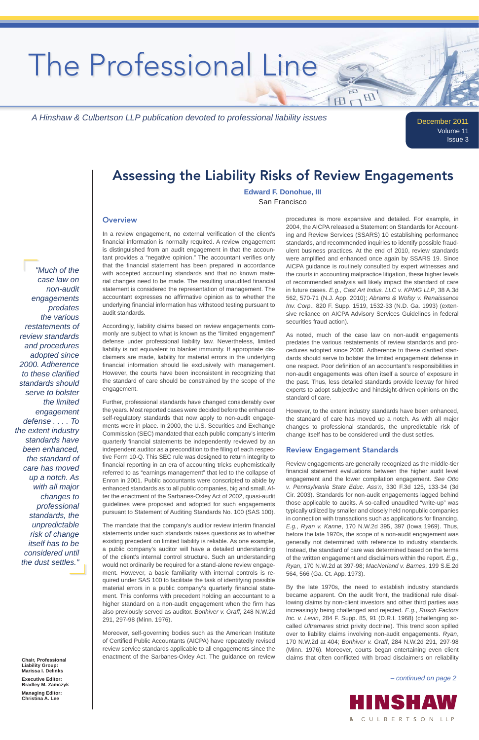# The Professional Line

*A Hinshaw & Culbertson LLP publication devoted to professional liability issues*

December 2011
Volume 11
Issue 3

## Assessing the Liability Risks of Review Engagements

**Edward F. Donohue, III**
San Francisco

*"Much of the case law on non-audit engagements predates the various restatements of review standards and procedures adopted since 2000. Adherence to these clarified standards should serve to bolster the limited engagement defense . . . . To the extent industry standards have been enhanced, the standard of care has moved up a notch. As with all major changes to professional standards, the unpredictable risk of change itself has to be considered until the dust settles."*

### Overview

In a review engagement, no external verification of the client's financial information is normally required. A review engagement is distinguished from an audit engagement in that the accountant provides a "negative opinion." The accountant verifies only that the financial statement has been prepared in accordance with accepted accounting standards and that no known material changes need to be made. The resulting unaudited financial statement is considered the representation of management. The accountant expresses no affirmative opinion as to whether the underlying financial information has withstood testing pursuant to audit standards.

Accordingly, liability claims based on review engagements commonly are subject to what is known as the "limited engagement" defense under professional liability law. Nevertheless, limited liability is not equivalent to blanket immunity. If appropriate disclaimers are made, liability for material errors in the underlying financial information should lie exclusively with management. However, the courts have been inconsistent in recognizing that the standard of care should be constrained by the scope of the engagement.

Further, professional standards have changed considerably over the years. Most reported cases were decided before the enhanced self-regulatory standards that now apply to non-audit engagements were in place. In 2000, the U.S. Securities and Exchange Commission (SEC) mandated that each public company's interim quarterly financial statements be independently reviewed by an independent auditor as a precondition to the filing of each respective Form 10-Q. This SEC rule was designed to restore integrity to financial reporting in an era of accounting tricks euphemistically referred to as "earnings management" that led to the collapse of Enron in 2001. Public accountants were conscripted to abide by enhanced standards as to all public companies, big and small. After the enactment of the Sarbanes-Oxley Act of 2002, quasi-audit guidelines were proposed and adopted for such engagements pursuant to Statement of Auditing Standards No. 100 (SAS 100).

The mandate that the company's auditor review interim financial statements under such standards raises questions as to whether existing precedent on limited liability is reliable. As one example, a public company's auditor will have a detailed understanding of the client's internal control structure. Such an understanding would not ordinarily be required for a stand-alone review engagement. However, a basic familiarity with internal controls is required under SAS 100 to facilitate the task of identifying possible material errors in a public company's quarterly financial statement. This conforms with precedent holding an accountant to a higher standard on a non-audit engagement when the firm has also previously served as auditor. *Bonhiver v. Graff*, 248 N.W.2d 291, 297-98 (Minn. 1976).

Moreover, self-governing bodies such as the American Institute of Certified Public Accountants (AICPA) have repeatedly revised review service standards applicable to all engagements since the enactment of the Sarbanes-Oxley Act. The guidance on review procedures is more expansive and detailed. For example, in 2004, the AICPA released a Statement on Standards for Accounting and Review Services (SSARS) 10 establishing performance standards, and recommended inquiries to identify possible fraudulent business practices. At the end of 2010, review standards were amplified and enhanced once again by SSARS 19. Since AICPA guidance is routinely consulted by expert witnesses and the courts in accounting malpractice litigation, these higher levels of recommended analysis will likely impact the standard of care in future cases. *E.g.*, *Cast Art Indus. LLC v. KPMG LLP*, 38 A.3d 562, 570-71 (N.J. App. 2010); *Abrams & Wofsy v. Renaissance Inv. Corp.*, 820 F. Supp. 1519, 1532-33 (N.D. Ga. 1993) (extensive reliance on AICPA Advisory Services Guidelines in federal securities fraud action).

As noted, much of the case law on non-audit engagements predates the various restatements of review standards and procedures adopted since 2000. Adherence to these clarified standards should serve to bolster the limited engagement defense in one respect. Poor definition of an accountant's responsibilities in non-audit engagements was often itself a source of exposure in the past. Thus, less detailed standards provide leeway for hired experts to adopt subjective and hindsight-driven opinions on the standard of care.

However, to the extent industry standards have been enhanced, the standard of care has moved up a notch. As with all major changes to professional standards, the unpredictable risk of change itself has to be considered until the dust settles.

### Review Engagement Standards

Review engagements are generally recognized as the middle-tier financial statement evaluations between the higher audit level engagement and the lower compilation engagement. *See Otto v. Pennsylvania State Educ. Ass'n*, 330 F.3d 125, 133-34 (3d Cir. 2003). Standards for non-audit engagements lagged behind those applicable to audits. A so-called unaudited "write-up" was typically utilized by smaller and closely held nonpublic companies in connection with transactions such as applications for financing. *E.g.*, *Ryan v. Kanne*, 170 N.W.2d 395, 397 (Iowa 1969). Thus, before the late 1970s, the scope of a non-audit engagement was generally not determined with reference to industry standards. Instead, the standard of care was determined based on the terms of the written engagement and disclaimers within the report. *E.g.*, *Ryan*, 170 N.W.2d at 397-98; *MacNerland v. Barnes*, 199 S.E.2d 564, 566 (Ga. Ct. App. 1973).

By the late 1970s, the need to establish industry standards became apparent. On the audit front, the traditional rule disallowing claims by non-client investors and other third parties was increasingly being challenged and rejected. *E.g.*, *Rusch Factors Inc. v. Levin*, 284 F. Supp. 85, 91 (D.R.I. 1968) (challenging so-called *Ultramares* strict privity doctrine). This trend soon spilled over to liability claims involving non-audit engagements. *Ryan*, 170 N.W.2d at 404; *Bonhiver v. Graff*, 284 N.W.2d 291, 297-98 (Minn. 1976). Moreover, courts began entertaining even client claims that often conflicted with broad disclaimers on reliability

*– continued on page 2*

**Chair, Professional Liability Group:**
**Marissa I. Delinks**

**Executive Editor:**
**Bradley M. Zamczyk**

**Managing Editor:**
**Christina A. Lee**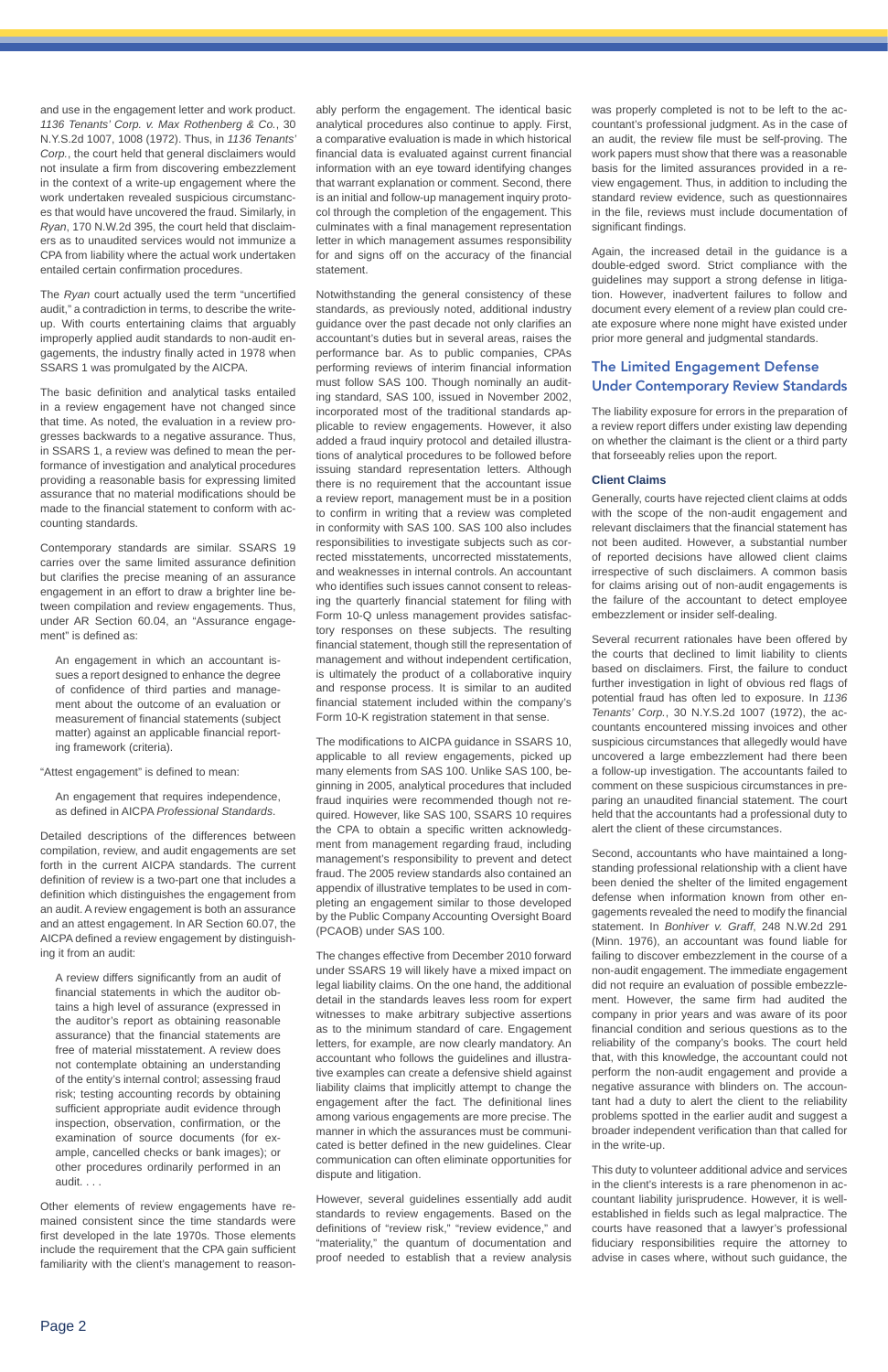and use in the engagement letter and work product. *1136 Tenants' Corp. v. Max Rothenberg & Co.*, 30 N.Y.S.2d 1007, 1008 (1972). Thus, in *1136 Tenants' Corp.*, the court held that general disclaimers would not insulate a firm from discovering embezzlement in the context of a write-up engagement where the work undertaken revealed suspicious circumstances that would have uncovered the fraud. Similarly, in *Ryan*, 170 N.W.2d 395, the court held that disclaimers as to unaudited services would not immunize a CPA from liability where the actual work undertaken entailed certain confirmation procedures.

The *Ryan* court actually used the term "uncertified audit," a contradiction in terms, to describe the write-up. With courts entertaining claims that arguably improperly applied audit standards to non-audit engagements, the industry finally acted in 1978 when SSARS 1 was promulgated by the AICPA.

The basic definition and analytical tasks entailed in a review engagement have not changed since that time. As noted, the evaluation in a review progresses backwards to a negative assurance. Thus, in SSARS 1, a review was defined to mean the performance of investigation and analytical procedures providing a reasonable basis for expressing limited assurance that no material modifications should be made to the financial statement to conform with accounting standards.

Contemporary standards are similar. SSARS 19 carries over the same limited assurance definition but clarifies the precise meaning of an assurance engagement in an effort to draw a brighter line between compilation and review engagements. Thus, under AR Section 60.04, an "Assurance engagement" is defined as:

> An engagement in which an accountant issues a report designed to enhance the degree of confidence of third parties and management about the outcome of an evaluation or measurement of financial statements (subject matter) against an applicable financial reporting framework (criteria).

"Attest engagement" is defined to mean:

> An engagement that requires independence, as defined in AICPA *Professional Standards*.

Detailed descriptions of the differences between compilation, review, and audit engagements are set forth in the current AICPA standards. The current definition of review is a two-part one that includes a definition which distinguishes the engagement from an audit. A review engagement is both an assurance and an attest engagement. In AR Section 60.07, the AICPA defined a review engagement by distinguishing it from an audit:

> A review differs significantly from an audit of financial statements in which the auditor obtains a high level of assurance (expressed in the auditor's report as obtaining reasonable assurance) that the financial statements are free of material misstatement. A review does not contemplate obtaining an understanding of the entity's internal control; assessing fraud risk; testing accounting records by obtaining sufficient appropriate audit evidence through inspection, observation, confirmation, or the examination of source documents (for example, cancelled checks or bank images); or other procedures ordinarily performed in an audit. . . .

Other elements of review engagements have remained consistent since the time standards were first developed in the late 1970s. Those elements include the requirement that the CPA gain sufficient familiarity with the client's management to reasonably perform the engagement. The identical basic analytical procedures also continue to apply. First, a comparative evaluation is made in which historical financial data is evaluated against current financial information with an eye toward identifying changes that warrant explanation or comment. Second, there is an initial and follow-up management inquiry protocol through the completion of the engagement. This culminates with a final management representation letter in which management assumes responsibility for and signs off on the accuracy of the financial statement.

Notwithstanding the general consistency of these standards, as previously noted, additional industry guidance over the past decade not only clarifies an accountant's duties but in several areas, raises the performance bar. As to public companies, CPAs performing reviews of interim financial information must follow SAS 100. Though nominally an auditing standard, SAS 100, issued in November 2002, incorporated most of the traditional standards applicable to review engagements. However, it also added a fraud inquiry protocol and detailed illustrations of analytical procedures to be followed before issuing standard representation letters. Although there is no requirement that the accountant issue a review report, management must be in a position to confirm in writing that a review was completed in conformity with SAS 100. SAS 100 also includes responsibilities to investigate subjects such as corrected misstatements, uncorrected misstatements, and weaknesses in internal controls. An accountant who identifies such issues cannot consent to releasing the quarterly financial statement for filing with Form 10-Q unless management provides satisfactory responses on these subjects. The resulting financial statement, though still the representation of management and without independent certification, is ultimately the product of a collaborative inquiry and response process. It is similar to an audited financial statement included within the company's Form 10-K registration statement in that sense.

The modifications to AICPA guidance in SSARS 10, applicable to all review engagements, picked up many elements from SAS 100. Unlike SAS 100, beginning in 2005, analytical procedures that included fraud inquiries were recommended though not required. However, like SAS 100, SSARS 10 requires the CPA to obtain a specific written acknowledgment from management regarding fraud, including management's responsibility to prevent and detect fraud. The 2005 review standards also contained an appendix of illustrative templates to be used in completing an engagement similar to those developed by the Public Company Accounting Oversight Board (PCAOB) under SAS 100.

The changes effective from December 2010 forward under SSARS 19 will likely have a mixed impact on legal liability claims. On the one hand, the additional detail in the standards leaves less room for expert witnesses to make arbitrary subjective assertions as to the minimum standard of care. Engagement letters, for example, are now clearly mandatory. An accountant who follows the guidelines and illustrative examples can create a defensive shield against liability claims that implicitly attempt to change the engagement after the fact. The definitional lines among various engagements are more precise. The manner in which the assurances must be communicated is better defined in the new guidelines. Clear communication can often eliminate opportunities for dispute and litigation.

However, several guidelines essentially add audit standards to review engagements. Based on the definitions of "review risk," "review evidence," and "materiality," the quantum of documentation and proof needed to establish that a review analysis was properly completed is not to be left to the accountant's professional judgment. As in the case of an audit, the review file must be self-proving. The work papers must show that there was a reasonable basis for the limited assurances provided in a review engagement. Thus, in addition to including the standard review evidence, such as questionnaires in the file, reviews must include documentation of significant findings.

Again, the increased detail in the guidance is a double-edged sword. Strict compliance with the guidelines may support a strong defense in litigation. However, inadvertent failures to follow and document every element of a review plan could create exposure where none might have existed under prior more general and judgmental standards.

## The Limited Engagement Defense Under Contemporary Review Standards

The liability exposure for errors in the preparation of a review report differs under existing law depending on whether the claimant is the client or a third party that forseeably relies upon the report.

### Client Claims

Generally, courts have rejected client claims at odds with the scope of the non-audit engagement and relevant disclaimers that the financial statement has not been audited. However, a substantial number of reported decisions have allowed client claims irrespective of such disclaimers. A common basis for claims arising out of non-audit engagements is the failure of the accountant to detect employee embezzlement or insider self-dealing.

Several recurrent rationales have been offered by the courts that declined to limit liability to clients based on disclaimers. First, the failure to conduct further investigation in light of obvious red flags of potential fraud has often led to exposure. In *1136 Tenants' Corp.*, 30 N.Y.S.2d 1007 (1972), the accountants encountered missing invoices and other suspicious circumstances that allegedly would have uncovered a large embezzlement had there been a follow-up investigation. The accountants failed to comment on these suspicious circumstances in preparing an unaudited financial statement. The court held that the accountants had a professional duty to alert the client of these circumstances.

Second, accountants who have maintained a long-standing professional relationship with a client have been denied the shelter of the limited engagement defense when information known from other engagements revealed the need to modify the financial statement. In *Bonhiver v. Graff*, 248 N.W.2d 291 (Minn. 1976), an accountant was found liable for failing to discover embezzlement in the course of a non-audit engagement. The immediate engagement did not require an evaluation of possible embezzlement. However, the same firm had audited the company in prior years and was aware of its poor financial condition and serious questions as to the reliability of the company's books. The court held that, with this knowledge, the accountant could not perform the non-audit engagement and provide a negative assurance with blinders on. The accountant had a duty to alert the client to the reliability problems spotted in the earlier audit and suggest a broader independent verification than that called for in the write-up.

This duty to volunteer additional advice and services in the client's interests is a rare phenomenon in accountant liability jurisprudence. However, it is well-established in fields such as legal malpractice. The courts have reasoned that a lawyer's professional fiduciary responsibilities require the attorney to advise in cases where, without such guidance, the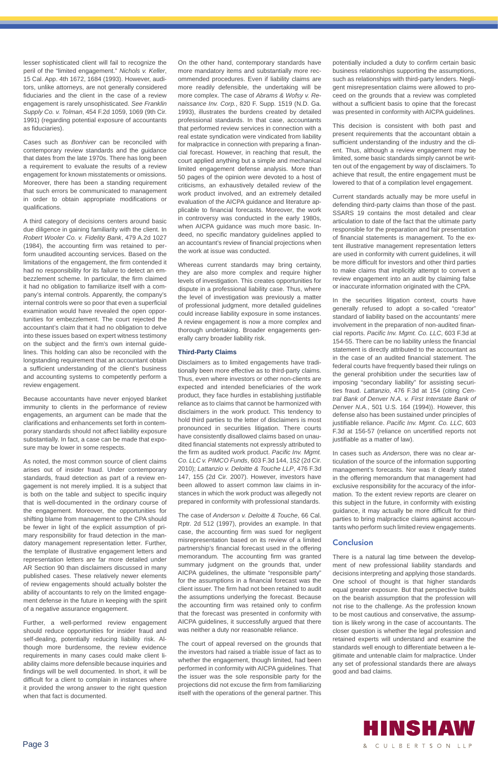lesser sophisticated client will fail to recognize the peril of the "limited engagement." *Nichols v. Keller*, 15 Cal. App. 4th 1672, 1684 (1993). However, auditors, unlike attorneys, are not generally considered fiduciaries and the client in the case of a review engagement is rarely unsophisticated. *See Franklin Supply Co. v. Tolman*, 454 F.2d 1059, 1069 (9th Cir. 1991) (regarding potential exposure of accountants as fiduciaries).

Cases such as *Bonhiver* can be reconciled with contemporary review standards and the guidance that dates from the late 1970s. There has long been a requirement to evaluate the results of a review engagement for known misstatements or omissions. Moreover, there has been a standing requirement that such errors be communicated to management in order to obtain appropriate modifications or qualifications.

A third category of decisions centers around basic due diligence in gaining familiarity with the client. In *Robert Wooler Co. v. Fidelity Bank*, 479 A.2d 1027 (1984), the accounting firm was retained to perform unaudited accounting services. Based on the limitations of the engagement, the firm contended it had no responsibility for its failure to detect an embezzlement scheme. In particular, the firm claimed it had no obligation to familiarize itself with a company's internal controls. Apparently, the company's internal controls were so poor that even a superficial examination would have revealed the open opportunities for embezzlement. The court rejected the accountant's claim that it had no obligation to delve into these issues based on expert witness testimony on the subject and the firm's own internal guidelines. This holding can also be reconciled with the longstanding requirement that an accountant obtain a sufficient understanding of the client's business and accounting systems to competently perform a review engagement.

Because accountants have never enjoyed blanket immunity to clients in the performance of review engagements, an argument can be made that the clarifications and enhancements set forth in contemporary standards should not affect liability exposure substantially. In fact, a case can be made that exposure may be lower in some respects.

As noted, the most common source of client claims arises out of insider fraud. Under contemporary standards, fraud detection as part of a review engagement is not merely implied. It is a subject that is both on the table and subject to specific inquiry that is well-documented in the ordinary course of the engagement. Moreover, the opportunities for shifting blame from management to the CPA should be fewer in light of the explicit assumption of primary responsibility for fraud detection in the mandatory management representation letter. Further, the template of illustrative engagement letters and representation letters are far more detailed under AR Section 90 than disclaimers discussed in many published cases. These relatively newer elements of review engagements should actually bolster the ability of accountants to rely on the limited engagement defense in the future in keeping with the spirit of a negative assurance engagement.

Further, a well-performed review engagement should reduce opportunities for insider fraud and self-dealing, potentially reducing liability risk. Although more burdensome, the review evidence requirements in many cases could make client liability claims more defensible because inquiries and findings will be well documented. In short, it will be difficult for a client to complain in instances where it provided the wrong answer to the right question when that fact is documented.

On the other hand, contemporary standards have more mandatory items and substantially more recommended procedures. Even if liability claims are more readily defensible, the undertaking will be more complex. The case of *Abrams & Wofsy v. Renaissance Inv. Corp.*, 820 F. Supp. 1519 (N.D. Ga. 1993), illustrates the burdens created by detailed professional standards. In that case, accountants that performed review services in connection with a real estate syndication were vindicated from liability for malpractice in connection with preparing a financial forecast. However, in reaching that result, the court applied anything but a simple and mechanical limited engagement defense analysis. More than 50 pages of the opinion were devoted to a host of criticisms, an exhaustively detailed review of the work product involved, and an extremely detailed evaluation of the AICPA guidance and literature applicable to financial forecasts. Moreover, the work in controversy was conducted in the early 1980s, when AICPA guidance was much more basic. Indeed, no specific mandatory guidelines applied to an accountant's review of financial projections when the work at issue was conducted.

Whereas current standards may bring certainty, they are also more complex and require higher levels of investigation. This creates opportunities for dispute in a professional liability case. Thus, where the level of investigation was previously a matter of professional judgment, more detailed guidelines could increase liability exposure in some instances. A review engagement is now a more complex and thorough undertaking. Broader engagements generally carry broader liability risk.

### Third-Party Claims

Disclaimers as to limited engagements have traditionally been more effective as to third-party claims. Thus, even where investors or other non-clients are expected and intended beneficiaries of the work product, they face hurdles in establishing justifiable reliance as to claims that cannot be harmonized with disclaimers in the work product. This tendency to hold third parties to the letter of disclaimers is most pronounced in securities litigation. There courts have consistently disallowed claims based on unaudited financial statements not expressly attributed to the firm as audited work product. *Pacific Inv. Mgmt. Co. LLC v. PIMCO Funds*, 603 F.3d 144, 152 (2d Cir. 2010); *Lattanzio v. Deloitte & Touche LLP*, 476 F.3d 147, 155 (2d Cir. 2007). However, investors have been allowed to assert common law claims in instances in which the work product was allegedly not prepared in conformity with professional standards.

The case of *Anderson v. Deloitte & Touche*, 66 Cal. Rptr. 2d 512 (1997), provides an example. In that case, the accounting firm was sued for negligent misrepresentation based on its review of a limited partnership's financial forecast used in the offering memorandum. The accounting firm was granted summary judgment on the grounds that, under AICPA guidelines, the ultimate "responsible party" for the assumptions in a financial forecast was the client issuer. The firm had not been retained to audit the assumptions underlying the forecast. Because the accounting firm was retained only to confirm that the forecast was presented in conformity with AICPA guidelines, it successfully argued that there was neither a duty nor reasonable reliance.

The court of appeal reversed on the grounds that the investors had raised a triable issue of fact as to whether the engagement, though limited, had been performed in conformity with AICPA guidelines. That the issuer was the sole responsible party for the projections did not excuse the firm from familiarizing itself with the operations of the general partner. This potentially included a duty to confirm certain basic business relationships supporting the assumptions, such as relationships with third-party lenders. Negligent misrepresentation claims were allowed to proceed on the grounds that a review was completed without a sufficient basis to opine that the forecast was presented in conformity with AICPA guidelines.

This decision is consistent with both past and present requirements that the accountant obtain a sufficient understanding of the industry and the client. Thus, although a review engagement may be limited, some basic standards simply cannot be written out of the engagement by way of disclaimers. To achieve that result, the entire engagement must be lowered to that of a compilation level engagement.

Current standards actually may be more useful in defending third-party claims than those of the past. SSARS 19 contains the most detailed and clear articulation to date of the fact that the ultimate party responsible for the preparation and fair presentation of financial statements is management. To the extent illustrative management representation letters are used in conformity with current guidelines, it will be more difficult for investors and other third parties to make claims that implicitly attempt to convert a review engagement into an audit by claiming false or inaccurate information originated with the CPA.

In the securities litigation context, courts have generally refused to adopt a so-called "creator" standard of liability based on the accountants' mere involvement in the preparation of non-audited financial reports. *Pacific Inv. Mgmt. Co. LLC*, 603 F.3d at 154-55. There can be no liability unless the financial statement is directly attributed to the accountant as in the case of an audited financial statement. The federal courts have frequently based their rulings on the general prohibition under the securities law of imposing "secondary liability" for assisting securities fraud. *Lattanzio*, 476 F.3d at 154 (citing *Central Bank of Denver N.A. v. First Interstate Bank of Denver N.A.*, 501 U.S. 164 (1994)). However, this defense also has been sustained under principles of justifiable reliance. *Pacific Inv. Mgmt. Co. LLC*, 603 F.3d at 156-57 (reliance on uncertified reports not justifiable as a matter of law).

In cases such as *Anderson*, there was no clear articulation of the source of the information supporting management's forecasts. Nor was it clearly stated in the offering memorandum that management had exclusive responsibility for the accuracy of the information. To the extent review reports are clearer on this subject in the future, in conformity with existing guidance, it may actually be more difficult for third parties to bring malpractice claims against accountants who perform such limited review engagements.

## Conclusion

There is a natural lag time between the development of new professional liability standards and decisions interpreting and applying those standards. One school of thought is that higher standards equal greater exposure. But that perspective builds on the bearish assumption that the profession will not rise to the challenge. As the profession known to be most cautious and conservative, the assumption is likely wrong in the case of accountants. The closer question is whether the legal profession and retained experts will understand and examine the standards well enough to differentiate between a legitimate and untenable claim for malpractice. Under any set of professional standards there are always good and bad claims.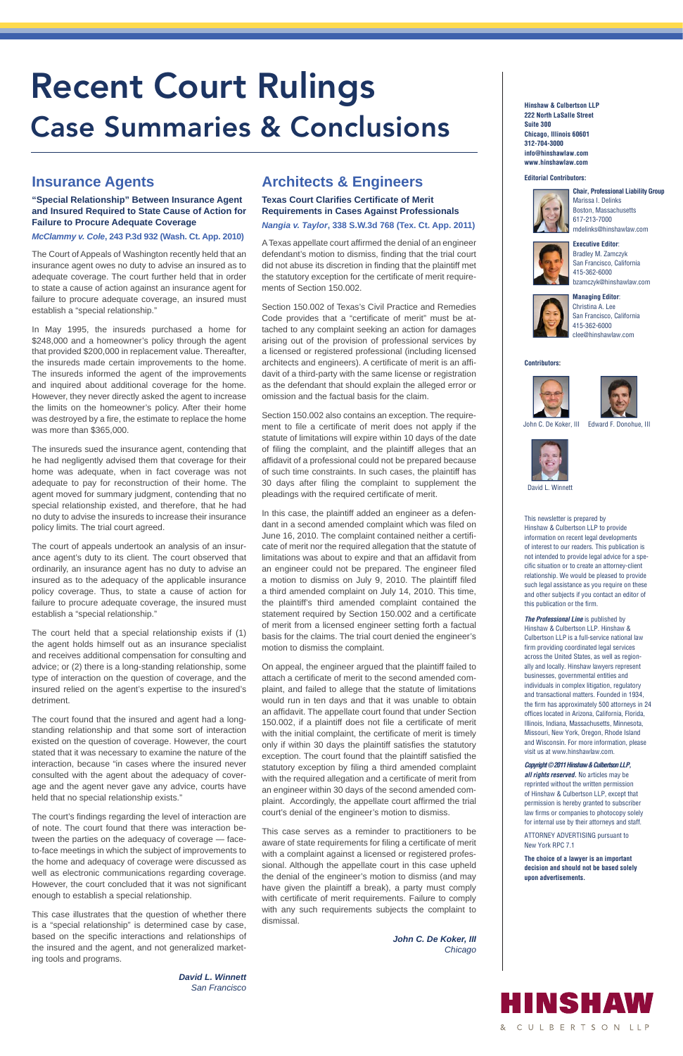# Recent Court Rulings

## Case Summaries & Conclusions

## Insurance Agents

### "Special Relationship" Between Insurance Agent and Insured Required to State Cause of Action for Failure to Procure Adequate Coverage

***McClammy v. Cole*, 243 P.3d 932 (Wash. Ct. App. 2010)**

The Court of Appeals of Washington recently held that an insurance agent owes no duty to advise an insured as to adequate coverage. The court further held that in order to state a cause of action against an insurance agent for failure to procure adequate coverage, an insured must establish a "special relationship."

In May 1995, the insureds purchased a home for $248,000 and a homeowner's policy through the agent that provided $200,000 in replacement value. Thereafter, the insureds made certain improvements to the home. The insureds informed the agent of the improvements and inquired about additional coverage for the home. However, they never directly asked the agent to increase the limits on the homeowner's policy. After their home was destroyed by a fire, the estimate to replace the home was more than $365,000.

The insureds sued the insurance agent, contending that he had negligently advised them that coverage for their home was adequate, when in fact coverage was not adequate to pay for reconstruction of their home. The agent moved for summary judgment, contending that no special relationship existed, and therefore, that he had no duty to advise the insureds to increase their insurance policy limits. The trial court agreed.

The court of appeals undertook an analysis of an insurance agent's duty to its client. The court observed that ordinarily, an insurance agent has no duty to advise an insured as to the adequacy of the applicable insurance policy coverage. Thus, to state a cause of action for failure to procure adequate coverage, the insured must establish a "special relationship."

The court held that a special relationship exists if (1) the agent holds himself out as an insurance specialist and receives additional compensation for consulting and advice; or (2) there is a long-standing relationship, some type of interaction on the question of coverage, and the insured relied on the agent's expertise to the insured's detriment.

The court found that the insured and agent had a long-standing relationship and that some sort of interaction existed on the question of coverage. However, the court stated that it was necessary to examine the nature of the interaction, because "in cases where the insured never consulted with the agent about the adequacy of coverage and the agent never gave any advice, courts have held that no special relationship exists."

The court's findings regarding the level of interaction are of note. The court found that there was interaction between the parties on the adequacy of coverage — face-to-face meetings in which the subject of improvements to the home and adequacy of coverage were discussed as well as electronic communications regarding coverage. However, the court concluded that it was not significant enough to establish a special relationship.

This case illustrates that the question of whether there is a "special relationship" is determined case by case, based on the specific interactions and relationships of the insured and the agent, and not generalized marketing tools and programs.

***David L. Winnett***
*San Francisco*

## Architects & Engineers

### Texas Court Clarifies Certificate of Merit Requirements in Cases Against Professionals

***Nangia v. Taylor*, 338 S.W.3d 768 (Tex. Ct. App. 2011)**

A Texas appellate court affirmed the denial of an engineer defendant's motion to dismiss, finding that the trial court did not abuse its discretion in finding that the plaintiff met the statutory exception for the certificate of merit requirements of Section 150.002.

Section 150.002 of Texas's Civil Practice and Remedies Code provides that a "certificate of merit" must be attached to any complaint seeking an action for damages arising out of the provision of professional services by a licensed or registered professional (including licensed architects and engineers). A certificate of merit is an affidavit of a third-party with the same license or registration as the defendant that should explain the alleged error or omission and the factual basis for the claim.

Section 150.002 also contains an exception. The requirement to file a certificate of merit does not apply if the statute of limitations will expire within 10 days of the date of filing the complaint, and the plaintiff alleges that an affidavit of a professional could not be prepared because of such time constraints. In such cases, the plaintiff has 30 days after filing the complaint to supplement the pleadings with the required certificate of merit.

In this case, the plaintiff added an engineer as a defendant in a second amended complaint which was filed on June 16, 2010. The complaint contained neither a certificate of merit nor the required allegation that the statute of limitations was about to expire and that an affidavit from an engineer could not be prepared. The engineer filed a motion to dismiss on July 9, 2010. The plaintiff filed a third amended complaint on July 14, 2010. This time, the plaintiff's third amended complaint contained the statement required by Section 150.002 and a certificate of merit from a licensed engineer setting forth a factual basis for the claims. The trial court denied the engineer's motion to dismiss the complaint.

On appeal, the engineer argued that the plaintiff failed to attach a certificate of merit to the second amended complaint, and failed to allege that the statute of limitations would run in ten days and that it was unable to obtain an affidavit. The appellate court found that under Section 150.002, if a plaintiff does not file a certificate of merit with the initial complaint, the certificate of merit is timely only if within 30 days the plaintiff satisfies the statutory exception. The court found that the plaintiff satisfied the statutory exception by filing a third amended complaint with the required allegation and a certificate of merit from an engineer within 30 days of the second amended complaint. Accordingly, the appellate court affirmed the trial court's denial of the engineer's motion to dismiss.

This case serves as a reminder to practitioners to be aware of state requirements for filing a certificate of merit with a complaint against a licensed or registered professional. Although the appellate court in this case upheld the denial of the engineer's motion to dismiss (and may have given the plaintiff a break), a party must comply with certificate of merit requirements. Failure to comply with any such requirements subjects the complaint to dismissal.

***John C. De Koker, III***
*Chicago*

---

**Hinshaw & Culbertson LLP**
**222 North LaSalle Street**
**Suite 300**
**Chicago, Illinois 60601**
**312-704-3000**
**info@hinshawlaw.com**
**www.hinshawlaw.com**

**Editorial Contributors:**

**Chair, Professional Liability Group**
Marissa I. Delinks
Boston, Massachusetts
617-213-7000
mdelinks@hinshawlaw.com

**Executive Editor:**
Bradley M. Zamczyk
San Francisco, California
415-362-6000
bzamczyk@hinshawlaw.com

**Managing Editor:**
Christina A. Lee
San Francisco, California
415-362-6000
clee@hinshawlaw.com

**Contributors:**

John C. De Koker, III
Edward F. Donohue, III
David L. Winnett

This newsletter is prepared by Hinshaw & Culbertson LLP to provide information on recent legal developments of interest to our readers. This publication is not intended to provide legal advice for a specific situation or to create an attorney-client relationship. We would be pleased to provide such legal assistance as you require on these and other subjects if you contact an editor of this publication or the firm.

***The Professional Line*** is published by Hinshaw & Culbertson LLP. Hinshaw & Culbertson LLP is a full-service national law firm providing coordinated legal services across the United States, as well as regionally and locally. Hinshaw lawyers represent businesses, governmental entities and individuals in complex litigation, regulatory and transactional matters. Founded in 1934, the firm has approximately 500 attorneys in 24 offices located in Arizona, California, Florida, Illinois, Indiana, Massachusetts, Minnesota, Missouri, New York, Oregon, Rhode Island and Wisconsin. For more information, please visit us at www.hinshawlaw.com.

***Copyright © 2011 Hinshaw & Culbertson LLP, all rights reserved.*** No articles may be reprinted without the written permission of Hinshaw & Culbertson LLP, except that permission is hereby granted to subscriber law firms or companies to photocopy solely for internal use by their attorneys and staff.

ATTORNEY ADVERTISING pursuant to New York RPC 7.1

**The choice of a lawyer is an important decision and should not be based solely upon advertisements.**

**HINSHAW**
& CULBERTSON LLP